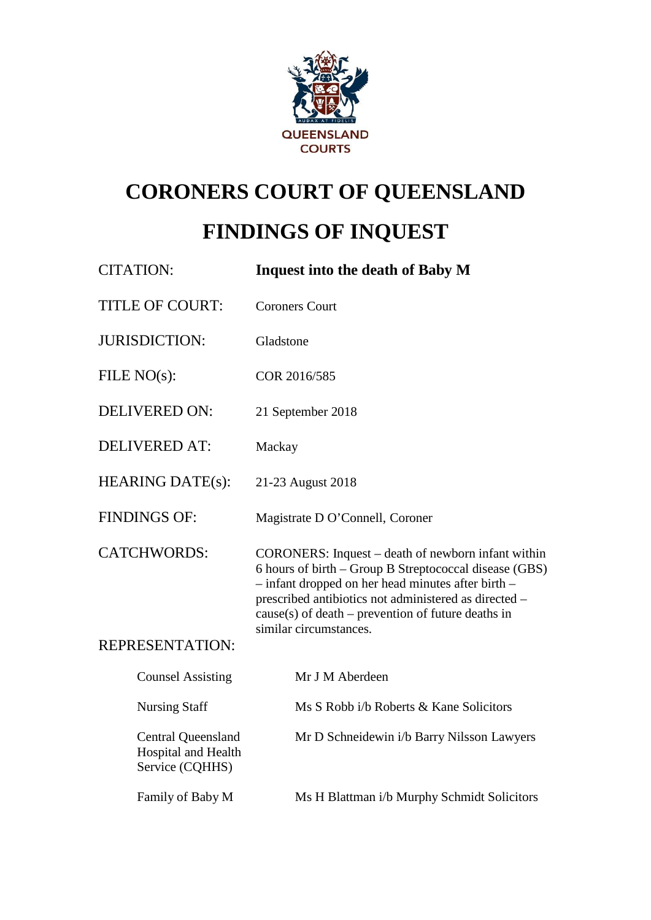QUEENSLAND COURTS

# CORONERS COURT OF QUEENSLAND

# FINDINGS OF INQUEST

| | |
|---|---|
| CITATION: | **Inquest into the death of Baby M** |
| TITLE OF COURT: | Coroners Court |
| JURISDICTION: | Gladstone |
| FILE NO(s): | COR 2016/585 |
| DELIVERED ON: | 21 September 2018 |
| DELIVERED AT: | Mackay |
| HEARING DATE(s): | 21-23 August 2018 |
| FINDINGS OF: | Magistrate D O'Connell, Coroner |
| CATCHWORDS: | CORONERS: Inquest – death of newborn infant within 6 hours of birth – Group B Streptococcal disease (GBS) – infant dropped on her head minutes after birth – prescribed antibiotics not administered as directed – cause(s) of death – prevention of future deaths in similar circumstances. |

REPRESENTATION:

| | |
|---|---|
| Counsel Assisting | Mr J M Aberdeen |
| Nursing Staff | Ms S Robb i/b Roberts & Kane Solicitors |
| Central Queensland Hospital and Health Service (CQHHS) | Mr D Schneidewin i/b Barry Nilsson Lawyers |
| Family of Baby M | Ms H Blattman i/b Murphy Schmidt Solicitors |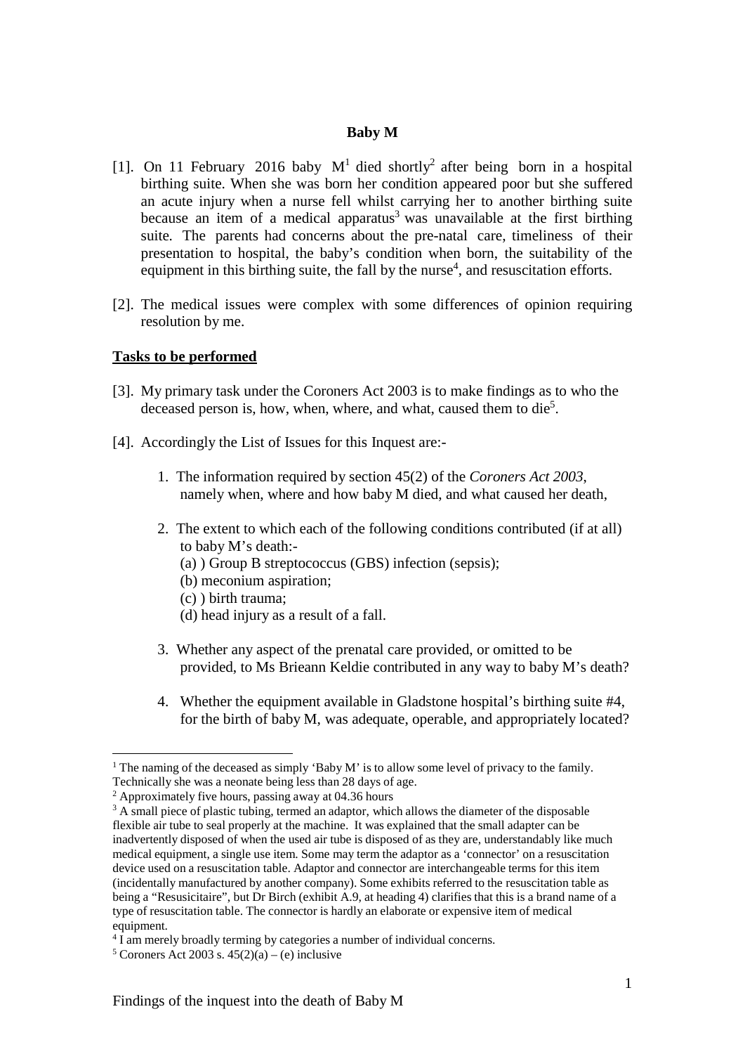**Baby M**

[1]. On 11 February 2016 baby M[1] died shortly[2] after being born in a hospital birthing suite. When she was born her condition appeared poor but she suffered an acute injury when a nurse fell whilst carrying her to another birthing suite because an item of a medical apparatus[3] was unavailable at the first birthing suite. The parents had concerns about the pre-natal care, timeliness of their presentation to hospital, the baby's condition when born, the suitability of the equipment in this birthing suite, the fall by the nurse[4], and resuscitation efforts.

[2]. The medical issues were complex with some differences of opinion requiring resolution by me.

**Tasks to be performed**

[3]. My primary task under the Coroners Act 2003 is to make findings as to who the deceased person is, how, when, where, and what, caused them to die[5].

[4]. Accordingly the List of Issues for this Inquest are:-

1. The information required by section 45(2) of the *Coroners Act 2003*, namely when, where and how baby M died, and what caused her death,

2. The extent to which each of the following conditions contributed (if at all) to baby M's death:-
   (a) ) Group B streptococcus (GBS) infection (sepsis);
   (b) meconium aspiration;
   (c) ) birth trauma;
   (d) head injury as a result of a fall.

3. Whether any aspect of the prenatal care provided, or omitted to be provided, to Ms Brieann Keldie contributed in any way to baby M's death?

4. Whether the equipment available in Gladstone hospital's birthing suite #4, for the birth of baby M, was adequate, operable, and appropriately located?

---

[1] The naming of the deceased as simply 'Baby M' is to allow some level of privacy to the family. Technically she was a neonate being less than 28 days of age.

[2] Approximately five hours, passing away at 04.36 hours

[3] A small piece of plastic tubing, termed an adaptor, which allows the diameter of the disposable flexible air tube to seal properly at the machine. It was explained that the small adapter can be inadvertently disposed of when the used air tube is disposed of as they are, understandably like much medical equipment, a single use item. Some may term the adaptor as a 'connector' on a resuscitation device used on a resuscitation table. Adaptor and connector are interchangeable terms for this item (incidentally manufactured by another company). Some exhibits referred to the resuscitation table as being a "Resusicitaire", but Dr Birch (exhibit A.9, at heading 4) clarifies that this is a brand name of a type of resuscitation table. The connector is hardly an elaborate or expensive item of medical equipment.

[4] I am merely broadly terming by categories a number of individual concerns.

[5] Coroners Act 2003 s. 45(2)(a) – (e) inclusive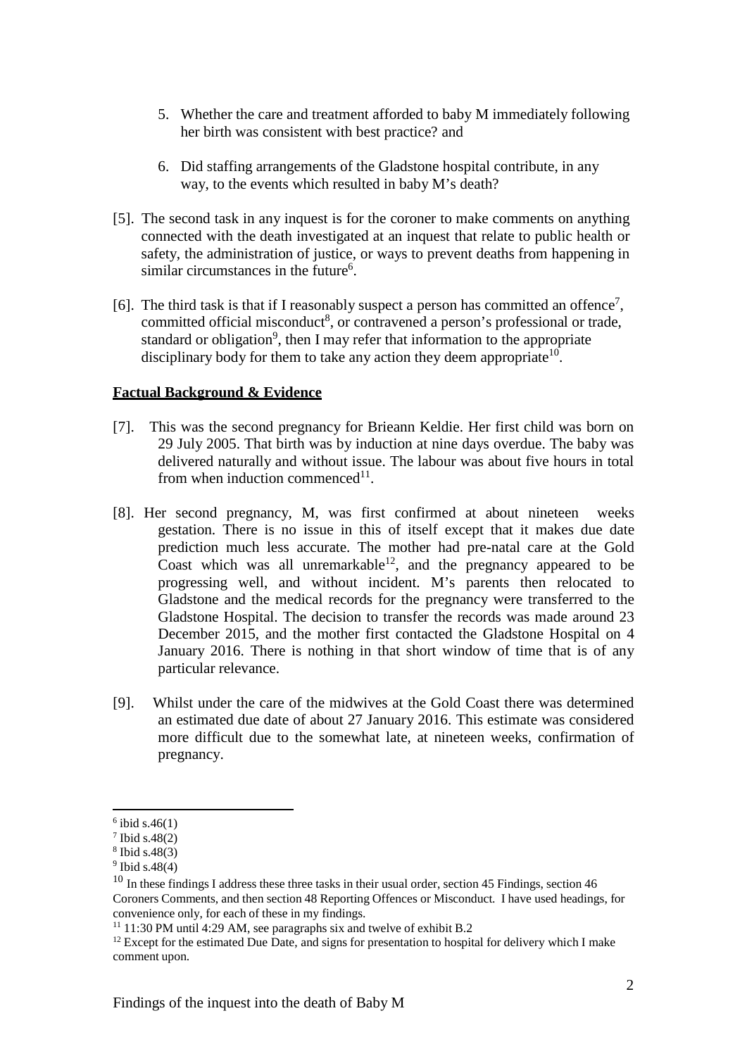5. Whether the care and treatment afforded to baby M immediately following her birth was consistent with best practice? and

6. Did staffing arrangements of the Gladstone hospital contribute, in any way, to the events which resulted in baby M's death?

[5]. The second task in any inquest is for the coroner to make comments on anything connected with the death investigated at an inquest that relate to public health or safety, the administration of justice, or ways to prevent deaths from happening in similar circumstances in the future[6].

[6]. The third task is that if I reasonably suspect a person has committed an offence[7], committed official misconduct[8], or contravened a person's professional or trade, standard or obligation[9], then I may refer that information to the appropriate disciplinary body for them to take any action they deem appropriate[10].

## Factual Background & Evidence

[7]. This was the second pregnancy for Brieann Keldie. Her first child was born on 29 July 2005. That birth was by induction at nine days overdue. The baby was delivered naturally and without issue. The labour was about five hours in total from when induction commenced[11].

[8]. Her second pregnancy, M, was first confirmed at about nineteen weeks gestation. There is no issue in this of itself except that it makes due date prediction much less accurate. The mother had pre-natal care at the Gold Coast which was all unremarkable[12], and the pregnancy appeared to be progressing well, and without incident. M's parents then relocated to Gladstone and the medical records for the pregnancy were transferred to the Gladstone Hospital. The decision to transfer the records was made around 23 December 2015, and the mother first contacted the Gladstone Hospital on 4 January 2016. There is nothing in that short window of time that is of any particular relevance.

[9]. Whilst under the care of the midwives at the Gold Coast there was determined an estimated due date of about 27 January 2016. This estimate was considered more difficult due to the somewhat late, at nineteen weeks, confirmation of pregnancy.

---

[6] ibid s.46(1)

[7] Ibid s.48(2)

[8] Ibid s.48(3)

[9] Ibid s.48(4)

[10] In these findings I address these three tasks in their usual order, section 45 Findings, section 46 Coroners Comments, and then section 48 Reporting Offences or Misconduct. I have used headings, for convenience only, for each of these in my findings.

[11] 11:30 PM until 4:29 AM, see paragraphs six and twelve of exhibit B.2

[12] Except for the estimated Due Date, and signs for presentation to hospital for delivery which I make comment upon.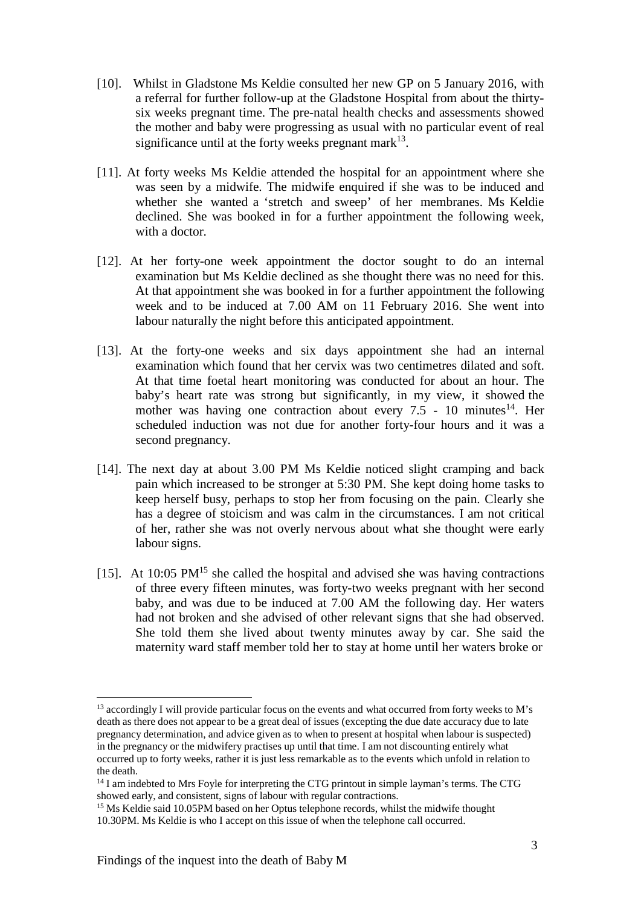[10]. Whilst in Gladstone Ms Keldie consulted her new GP on 5 January 2016, with a referral for further follow-up at the Gladstone Hospital from about the thirty-six weeks pregnant time. The pre-natal health checks and assessments showed the mother and baby were progressing as usual with no particular event of real significance until at the forty weeks pregnant mark[13].

[11]. At forty weeks Ms Keldie attended the hospital for an appointment where she was seen by a midwife. The midwife enquired if she was to be induced and whether she wanted a 'stretch and sweep' of her membranes. Ms Keldie declined. She was booked in for a further appointment the following week, with a doctor.

[12]. At her forty-one week appointment the doctor sought to do an internal examination but Ms Keldie declined as she thought there was no need for this. At that appointment she was booked in for a further appointment the following week and to be induced at 7.00 AM on 11 February 2016. She went into labour naturally the night before this anticipated appointment.

[13]. At the forty-one weeks and six days appointment she had an internal examination which found that her cervix was two centimetres dilated and soft. At that time foetal heart monitoring was conducted for about an hour. The baby's heart rate was strong but significantly, in my view, it showed the mother was having one contraction about every 7.5 - 10 minutes[14]. Her scheduled induction was not due for another forty-four hours and it was a second pregnancy.

[14]. The next day at about 3.00 PM Ms Keldie noticed slight cramping and back pain which increased to be stronger at 5:30 PM. She kept doing home tasks to keep herself busy, perhaps to stop her from focusing on the pain. Clearly she has a degree of stoicism and was calm in the circumstances. I am not critical of her, rather she was not overly nervous about what she thought were early labour signs.

[15]. At 10:05 PM[15] she called the hospital and advised she was having contractions of three every fifteen minutes, was forty-two weeks pregnant with her second baby, and was due to be induced at 7.00 AM the following day. Her waters had not broken and she advised of other relevant signs that she had observed. She told them she lived about twenty minutes away by car. She said the maternity ward staff member told her to stay at home until her waters broke or

---

[13] accordingly I will provide particular focus on the events and what occurred from forty weeks to M's death as there does not appear to be a great deal of issues (excepting the due date accuracy due to late pregnancy determination, and advice given as to when to present at hospital when labour is suspected) in the pregnancy or the midwifery practises up until that time. I am not discounting entirely what occurred up to forty weeks, rather it is just less remarkable as to the events which unfold in relation to the death.

[14] I am indebted to Mrs Foyle for interpreting the CTG printout in simple layman's terms. The CTG showed early, and consistent, signs of labour with regular contractions.

[15] Ms Keldie said 10.05PM based on her Optus telephone records, whilst the midwife thought 10.30PM. Ms Keldie is who I accept on this issue of when the telephone call occurred.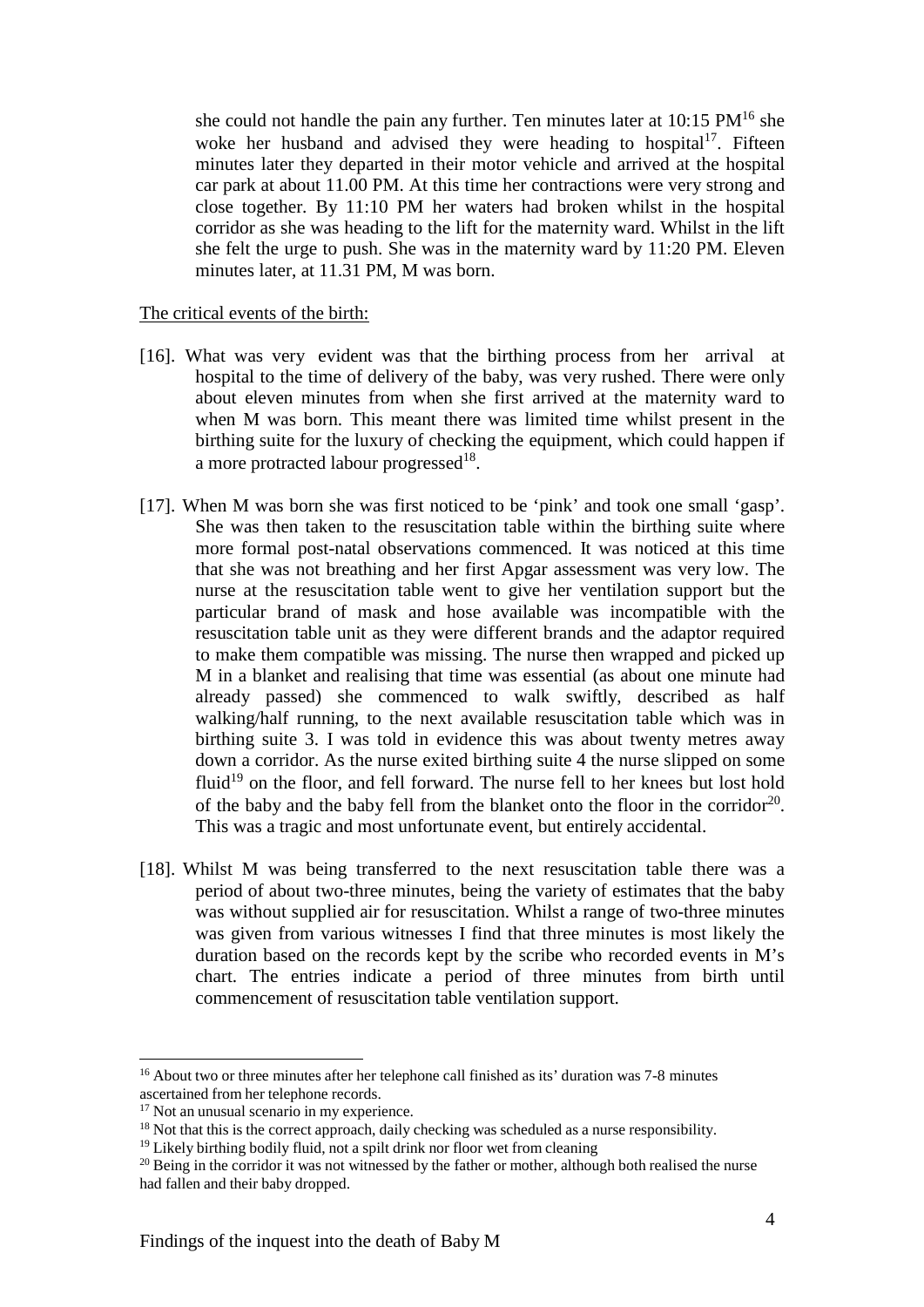she could not handle the pain any further. Ten minutes later at 10:15 PM[16] she woke her husband and advised they were heading to hospital[17]. Fifteen minutes later they departed in their motor vehicle and arrived at the hospital car park at about 11.00 PM. At this time her contractions were very strong and close together. By 11:10 PM her waters had broken whilst in the hospital corridor as she was heading to the lift for the maternity ward. Whilst in the lift she felt the urge to push. She was in the maternity ward by 11:20 PM. Eleven minutes later, at 11.31 PM, M was born.

The critical events of the birth:

[16]. What was very evident was that the birthing process from her arrival at hospital to the time of delivery of the baby, was very rushed. There were only about eleven minutes from when she first arrived at the maternity ward to when M was born. This meant there was limited time whilst present in the birthing suite for the luxury of checking the equipment, which could happen if a more protracted labour progressed[18].

[17]. When M was born she was first noticed to be 'pink' and took one small 'gasp'. She was then taken to the resuscitation table within the birthing suite where more formal post-natal observations commenced. It was noticed at this time that she was not breathing and her first Apgar assessment was very low. The nurse at the resuscitation table went to give her ventilation support but the particular brand of mask and hose available was incompatible with the resuscitation table unit as they were different brands and the adaptor required to make them compatible was missing. The nurse then wrapped and picked up M in a blanket and realising that time was essential (as about one minute had already passed) she commenced to walk swiftly, described as half walking/half running, to the next available resuscitation table which was in birthing suite 3. I was told in evidence this was about twenty metres away down a corridor. As the nurse exited birthing suite 4 the nurse slipped on some fluid[19] on the floor, and fell forward. The nurse fell to her knees but lost hold of the baby and the baby fell from the blanket onto the floor in the corridor[20]. This was a tragic and most unfortunate event, but entirely accidental.

[18]. Whilst M was being transferred to the next resuscitation table there was a period of about two-three minutes, being the variety of estimates that the baby was without supplied air for resuscitation. Whilst a range of two-three minutes was given from various witnesses I find that three minutes is most likely the duration based on the records kept by the scribe who recorded events in M's chart. The entries indicate a period of three minutes from birth until commencement of resuscitation table ventilation support.

---

[16] About two or three minutes after her telephone call finished as its' duration was 7-8 minutes ascertained from her telephone records.

[17] Not an unusual scenario in my experience.

[18] Not that this is the correct approach, daily checking was scheduled as a nurse responsibility.

[19] Likely birthing bodily fluid, not a spilt drink nor floor wet from cleaning

[20] Being in the corridor it was not witnessed by the father or mother, although both realised the nurse had fallen and their baby dropped.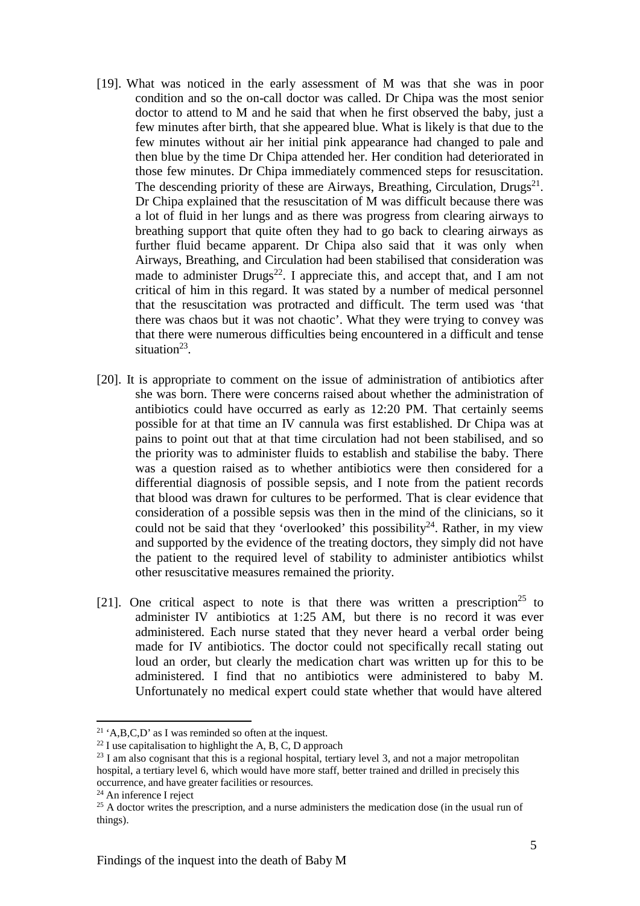[19]. What was noticed in the early assessment of M was that she was in poor condition and so the on-call doctor was called. Dr Chipa was the most senior doctor to attend to M and he said that when he first observed the baby, just a few minutes after birth, that she appeared blue. What is likely is that due to the few minutes without air her initial pink appearance had changed to pale and then blue by the time Dr Chipa attended her. Her condition had deteriorated in those few minutes. Dr Chipa immediately commenced steps for resuscitation. The descending priority of these are Airways, Breathing, Circulation, Drugs[21]. Dr Chipa explained that the resuscitation of M was difficult because there was a lot of fluid in her lungs and as there was progress from clearing airways to breathing support that quite often they had to go back to clearing airways as further fluid became apparent. Dr Chipa also said that it was only when Airways, Breathing, and Circulation had been stabilised that consideration was made to administer Drugs[22]. I appreciate this, and accept that, and I am not critical of him in this regard. It was stated by a number of medical personnel that the resuscitation was protracted and difficult. The term used was 'that there was chaos but it was not chaotic'. What they were trying to convey was that there were numerous difficulties being encountered in a difficult and tense situation[23].

[20]. It is appropriate to comment on the issue of administration of antibiotics after she was born. There were concerns raised about whether the administration of antibiotics could have occurred as early as 12:20 PM. That certainly seems possible for at that time an IV cannula was first established. Dr Chipa was at pains to point out that at that time circulation had not been stabilised, and so the priority was to administer fluids to establish and stabilise the baby. There was a question raised as to whether antibiotics were then considered for a differential diagnosis of possible sepsis, and I note from the patient records that blood was drawn for cultures to be performed. That is clear evidence that consideration of a possible sepsis was then in the mind of the clinicians, so it could not be said that they 'overlooked' this possibility[24]. Rather, in my view and supported by the evidence of the treating doctors, they simply did not have the patient to the required level of stability to administer antibiotics whilst other resuscitative measures remained the priority.

[21]. One critical aspect to note is that there was written a prescription[25] to administer IV antibiotics at 1:25 AM, but there is no record it was ever administered. Each nurse stated that they never heard a verbal order being made for IV antibiotics. The doctor could not specifically recall stating out loud an order, but clearly the medication chart was written up for this to be administered. I find that no antibiotics were administered to baby M. Unfortunately no medical expert could state whether that would have altered

---

[21] 'A,B,C,D' as I was reminded so often at the inquest.

[22] I use capitalisation to highlight the A, B, C, D approach

[23] I am also cognisant that this is a regional hospital, tertiary level 3, and not a major metropolitan hospital, a tertiary level 6, which would have more staff, better trained and drilled in precisely this occurrence, and have greater facilities or resources.

[24] An inference I reject

[25] A doctor writes the prescription, and a nurse administers the medication dose (in the usual run of things).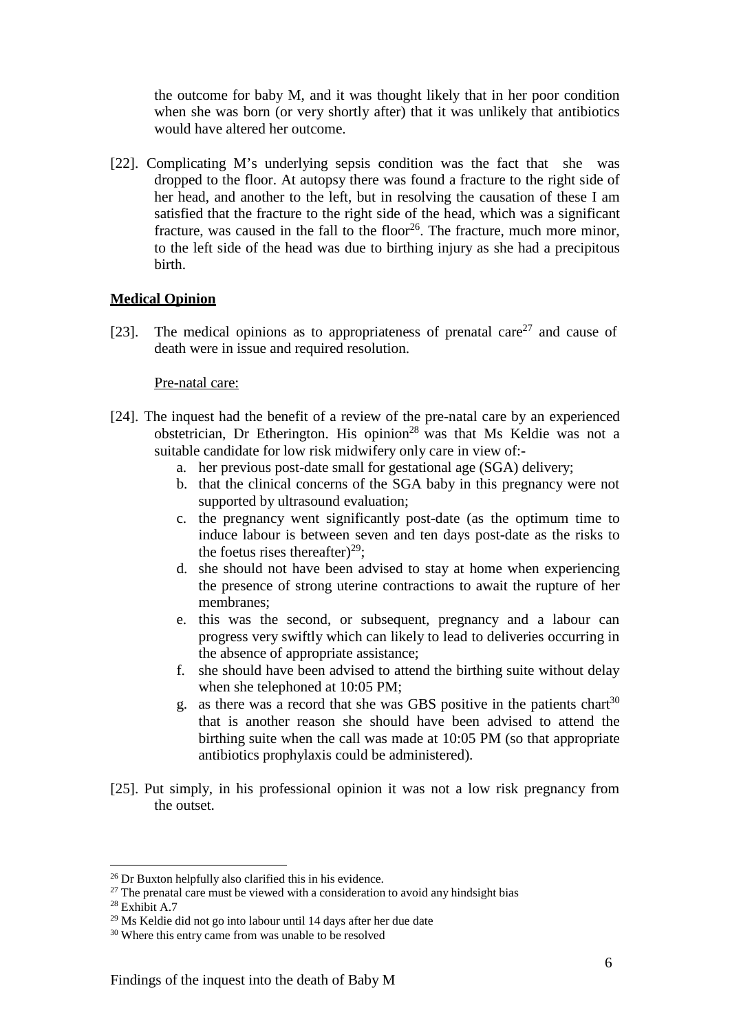the outcome for baby M, and it was thought likely that in her poor condition when she was born (or very shortly after) that it was unlikely that antibiotics would have altered her outcome.

[22]. Complicating M's underlying sepsis condition was the fact that she was dropped to the floor. At autopsy there was found a fracture to the right side of her head, and another to the left, but in resolving the causation of these I am satisfied that the fracture to the right side of the head, which was a significant fracture, was caused in the fall to the floor[26]. The fracture, much more minor, to the left side of the head was due to birthing injury as she had a precipitous birth.

**Medical Opinion**

[23]. The medical opinions as to appropriateness of prenatal care[27] and cause of death were in issue and required resolution.

Pre-natal care:

[24]. The inquest had the benefit of a review of the pre-natal care by an experienced obstetrician, Dr Etherington. His opinion[28] was that Ms Keldie was not a suitable candidate for low risk midwifery only care in view of:-

a. her previous post-date small for gestational age (SGA) delivery;
b. that the clinical concerns of the SGA baby in this pregnancy were not supported by ultrasound evaluation;
c. the pregnancy went significantly post-date (as the optimum time to induce labour is between seven and ten days post-date as the risks to the foetus rises thereafter)[29];
d. she should not have been advised to stay at home when experiencing the presence of strong uterine contractions to await the rupture of her membranes;
e. this was the second, or subsequent, pregnancy and a labour can progress very swiftly which can likely to lead to deliveries occurring in the absence of appropriate assistance;
f. she should have been advised to attend the birthing suite without delay when she telephoned at 10:05 PM;
g. as there was a record that she was GBS positive in the patients chart[30] that is another reason she should have been advised to attend the birthing suite when the call was made at 10:05 PM (so that appropriate antibiotics prophylaxis could be administered).

[25]. Put simply, in his professional opinion it was not a low risk pregnancy from the outset.

[26] Dr Buxton helpfully also clarified this in his evidence.
[27] The prenatal care must be viewed with a consideration to avoid any hindsight bias
[28] Exhibit A.7
[29] Ms Keldie did not go into labour until 14 days after her due date
[30] Where this entry came from was unable to be resolved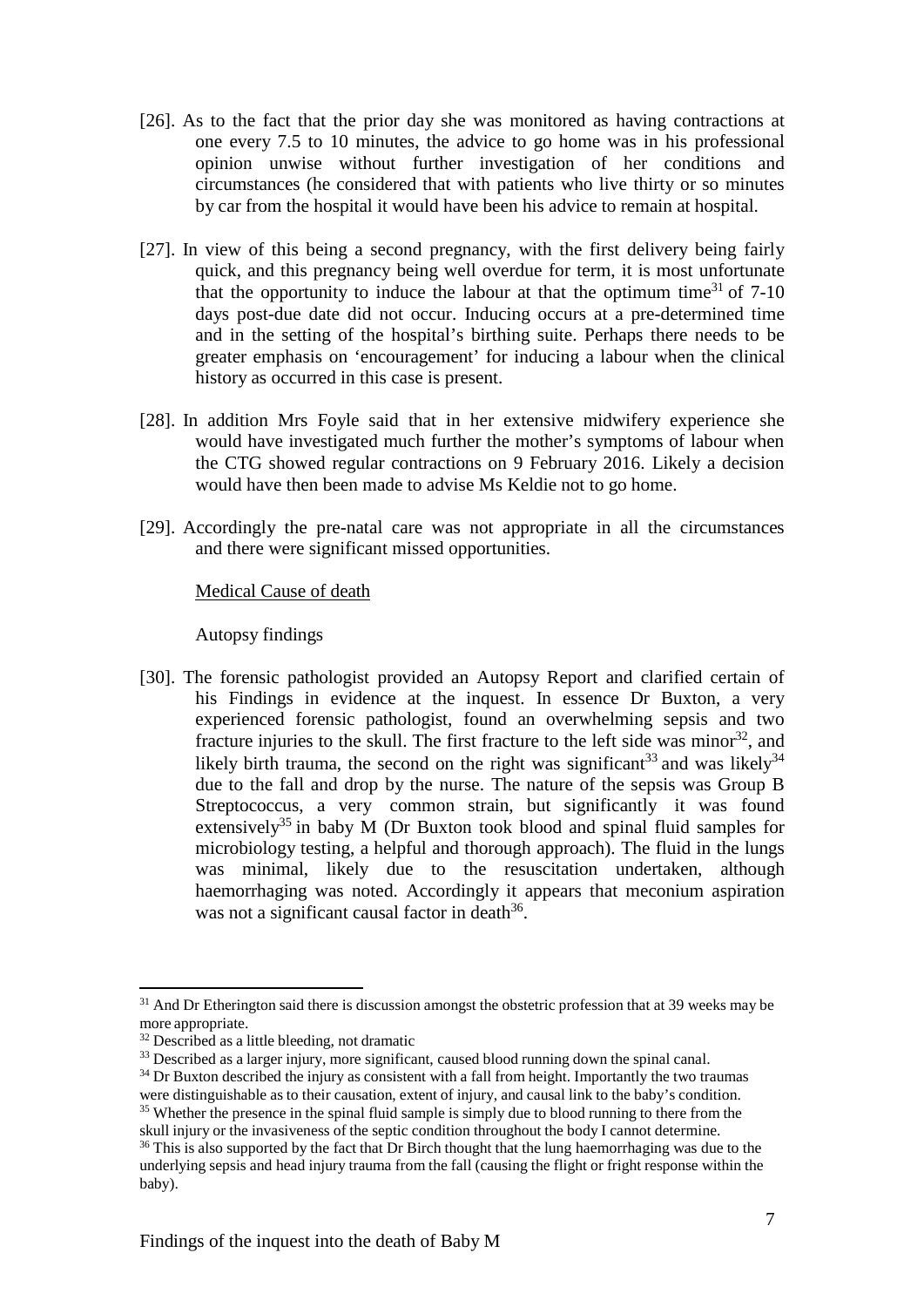[26]. As to the fact that the prior day she was monitored as having contractions at one every 7.5 to 10 minutes, the advice to go home was in his professional opinion unwise without further investigation of her conditions and circumstances (he considered that with patients who live thirty or so minutes by car from the hospital it would have been his advice to remain at hospital.

[27]. In view of this being a second pregnancy, with the first delivery being fairly quick, and this pregnancy being well overdue for term, it is most unfortunate that the opportunity to induce the labour at that the optimum time[31] of 7-10 days post-due date did not occur. Inducing occurs at a pre-determined time and in the setting of the hospital's birthing suite. Perhaps there needs to be greater emphasis on 'encouragement' for inducing a labour when the clinical history as occurred in this case is present.

[28]. In addition Mrs Foyle said that in her extensive midwifery experience she would have investigated much further the mother's symptoms of labour when the CTG showed regular contractions on 9 February 2016. Likely a decision would have then been made to advise Ms Keldie not to go home.

[29]. Accordingly the pre-natal care was not appropriate in all the circumstances and there were significant missed opportunities.

<u>Medical Cause of death</u>

Autopsy findings

[30]. The forensic pathologist provided an Autopsy Report and clarified certain of his Findings in evidence at the inquest. In essence Dr Buxton, a very experienced forensic pathologist, found an overwhelming sepsis and two fracture injuries to the skull. The first fracture to the left side was minor[32], and likely birth trauma, the second on the right was significant[33] and was likely[34] due to the fall and drop by the nurse. The nature of the sepsis was Group B Streptococcus, a very common strain, but significantly it was found extensively[35] in baby M (Dr Buxton took blood and spinal fluid samples for microbiology testing, a helpful and thorough approach). The fluid in the lungs was minimal, likely due to the resuscitation undertaken, although haemorrhaging was noted. Accordingly it appears that meconium aspiration was not a significant causal factor in death[36].

---

[31] And Dr Etherington said there is discussion amongst the obstetric profession that at 39 weeks may be more appropriate.

[32] Described as a little bleeding, not dramatic

[33] Described as a larger injury, more significant, caused blood running down the spinal canal.

[34] Dr Buxton described the injury as consistent with a fall from height. Importantly the two traumas were distinguishable as to their causation, extent of injury, and causal link to the baby's condition.

[35] Whether the presence in the spinal fluid sample is simply due to blood running to there from the skull injury or the invasiveness of the septic condition throughout the body I cannot determine.

[36] This is also supported by the fact that Dr Birch thought that the lung haemorrhaging was due to the underlying sepsis and head injury trauma from the fall (causing the flight or fright response within the baby).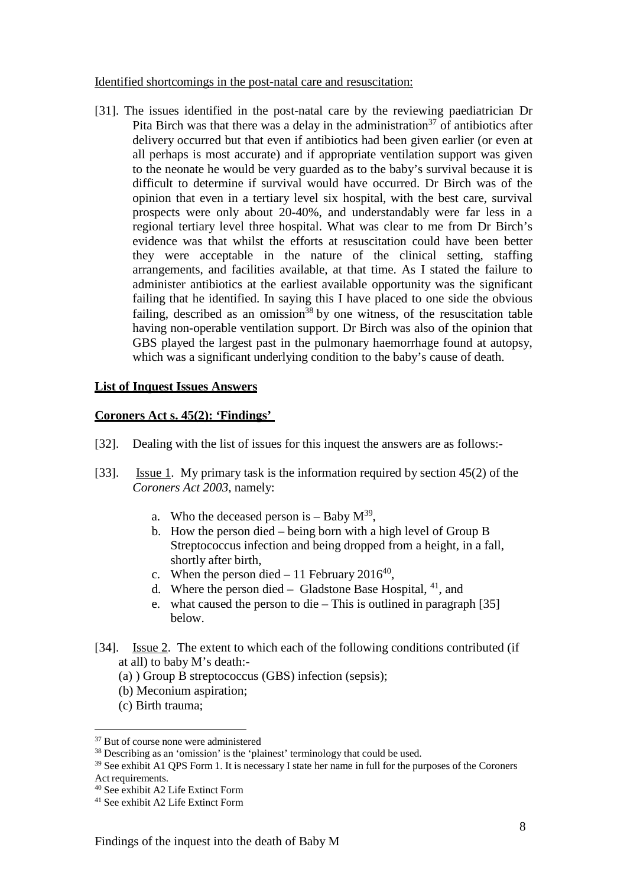Identified shortcomings in the post-natal care and resuscitation:

[31]. The issues identified in the post-natal care by the reviewing paediatrician Dr Pita Birch was that there was a delay in the administration[37] of antibiotics after delivery occurred but that even if antibiotics had been given earlier (or even at all perhaps is most accurate) and if appropriate ventilation support was given to the neonate he would be very guarded as to the baby's survival because it is difficult to determine if survival would have occurred. Dr Birch was of the opinion that even in a tertiary level six hospital, with the best care, survival prospects were only about 20-40%, and understandably were far less in a regional tertiary level three hospital. What was clear to me from Dr Birch's evidence was that whilst the efforts at resuscitation could have been better they were acceptable in the nature of the clinical setting, staffing arrangements, and facilities available, at that time. As I stated the failure to administer antibiotics at the earliest available opportunity was the significant failing that he identified. In saying this I have placed to one side the obvious failing, described as an omission[38] by one witness, of the resuscitation table having non-operable ventilation support. Dr Birch was also of the opinion that GBS played the largest past in the pulmonary haemorrhage found at autopsy, which was a significant underlying condition to the baby's cause of death.

**List of Inquest Issues Answers**

**Coroners Act s. 45(2): 'Findings'**

[32]. Dealing with the list of issues for this inquest the answers are as follows:-

[33]. Issue 1. My primary task is the information required by section 45(2) of the *Coroners Act 2003*, namely:

a. Who the deceased person is – Baby M[39],
b. How the person died – being born with a high level of Group B Streptococcus infection and being dropped from a height, in a fall, shortly after birth,
c. When the person died – 11 February 2016[40],
d. Where the person died – Gladstone Base Hospital, [41], and
e. what caused the person to die – This is outlined in paragraph [35] below.

[34]. Issue 2. The extent to which each of the following conditions contributed (if at all) to baby M's death:-
(a) ) Group B streptococcus (GBS) infection (sepsis);
(b) Meconium aspiration;
(c) Birth trauma;

---

[37] But of course none were administered

[38] Describing as an 'omission' is the 'plainest' terminology that could be used.

[39] See exhibit A1 QPS Form 1. It is necessary I state her name in full for the purposes of the Coroners Act requirements.

[40] See exhibit A2 Life Extinct Form

[41] See exhibit A2 Life Extinct Form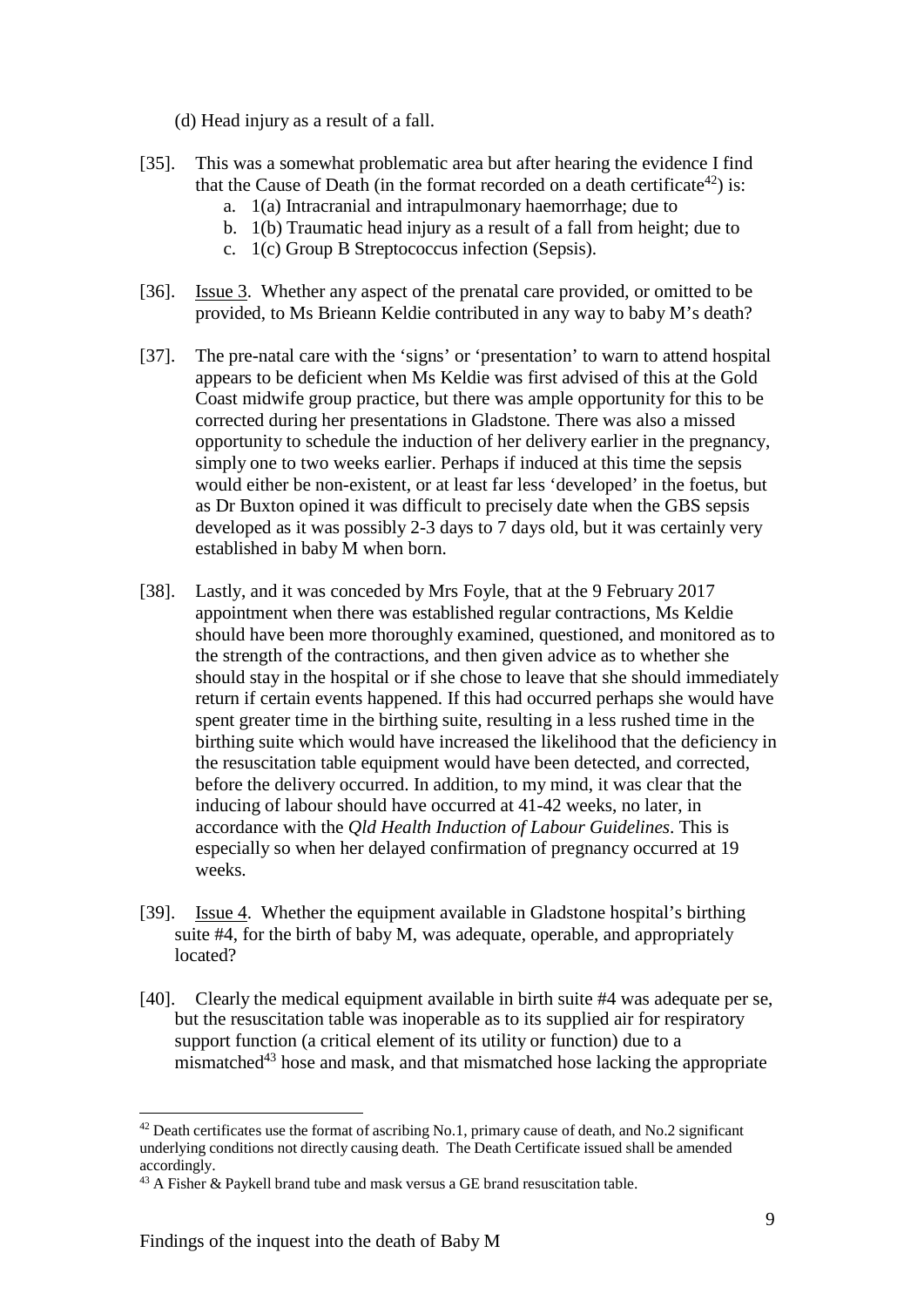(d) Head injury as a result of a fall.

[35]. This was a somewhat problematic area but after hearing the evidence I find that the Cause of Death (in the format recorded on a death certificate[42]) is:

a. 1(a) Intracranial and intrapulmonary haemorrhage; due to
b. 1(b) Traumatic head injury as a result of a fall from height; due to
c. 1(c) Group B Streptococcus infection (Sepsis).

[36]. <u>Issue 3</u>. Whether any aspect of the prenatal care provided, or omitted to be provided, to Ms Brieann Keldie contributed in any way to baby M's death?

[37]. The pre-natal care with the 'signs' or 'presentation' to warn to attend hospital appears to be deficient when Ms Keldie was first advised of this at the Gold Coast midwife group practice, but there was ample opportunity for this to be corrected during her presentations in Gladstone. There was also a missed opportunity to schedule the induction of her delivery earlier in the pregnancy, simply one to two weeks earlier. Perhaps if induced at this time the sepsis would either be non-existent, or at least far less 'developed' in the foetus, but as Dr Buxton opined it was difficult to precisely date when the GBS sepsis developed as it was possibly 2-3 days to 7 days old, but it was certainly very established in baby M when born.

[38]. Lastly, and it was conceded by Mrs Foyle, that at the 9 February 2017 appointment when there was established regular contractions, Ms Keldie should have been more thoroughly examined, questioned, and monitored as to the strength of the contractions, and then given advice as to whether she should stay in the hospital or if she chose to leave that she should immediately return if certain events happened. If this had occurred perhaps she would have spent greater time in the birthing suite, resulting in a less rushed time in the birthing suite which would have increased the likelihood that the deficiency in the resuscitation table equipment would have been detected, and corrected, before the delivery occurred. In addition, to my mind, it was clear that the inducing of labour should have occurred at 41-42 weeks, no later, in accordance with the *Qld Health Induction of Labour Guidelines*. This is especially so when her delayed confirmation of pregnancy occurred at 19 weeks.

[39]. <u>Issue 4</u>. Whether the equipment available in Gladstone hospital's birthing suite #4, for the birth of baby M, was adequate, operable, and appropriately located?

[40]. Clearly the medical equipment available in birth suite #4 was adequate per se, but the resuscitation table was inoperable as to its supplied air for respiratory support function (a critical element of its utility or function) due to a mismatched[43] hose and mask, and that mismatched hose lacking the appropriate

---

[42] Death certificates use the format of ascribing No.1, primary cause of death, and No.2 significant underlying conditions not directly causing death. The Death Certificate issued shall be amended accordingly.

[43] A Fisher & Paykell brand tube and mask versus a GE brand resuscitation table.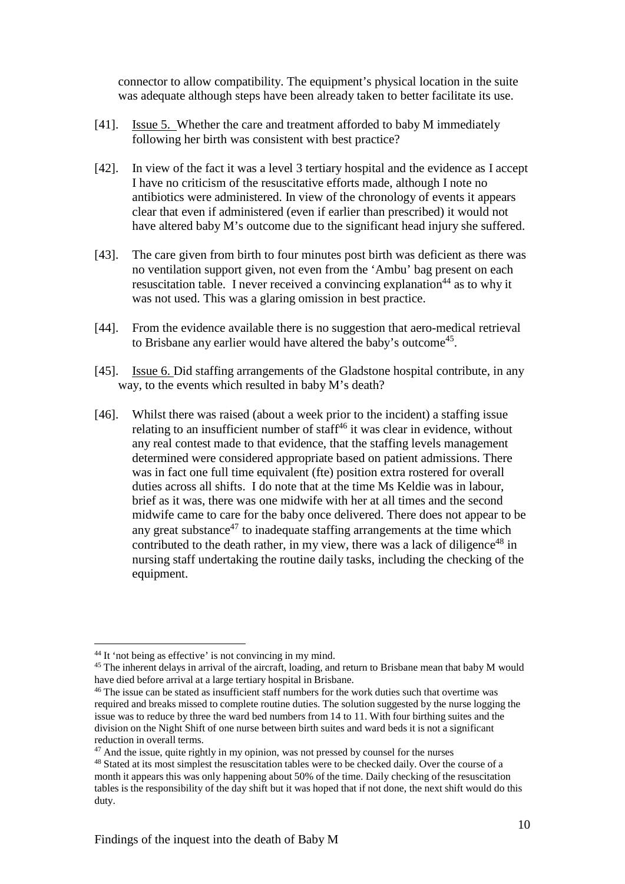connector to allow compatibility. The equipment's physical location in the suite was adequate although steps have been already taken to better facilitate its use.

[41]. Issue 5. Whether the care and treatment afforded to baby M immediately following her birth was consistent with best practice?

[42]. In view of the fact it was a level 3 tertiary hospital and the evidence as I accept I have no criticism of the resuscitative efforts made, although I note no antibiotics were administered. In view of the chronology of events it appears clear that even if administered (even if earlier than prescribed) it would not have altered baby M's outcome due to the significant head injury she suffered.

[43]. The care given from birth to four minutes post birth was deficient as there was no ventilation support given, not even from the 'Ambu' bag present on each resuscitation table. I never received a convincing explanation[44] as to why it was not used. This was a glaring omission in best practice.

[44]. From the evidence available there is no suggestion that aero-medical retrieval to Brisbane any earlier would have altered the baby's outcome[45].

[45]. Issue 6. Did staffing arrangements of the Gladstone hospital contribute, in any way, to the events which resulted in baby M's death?

[46]. Whilst there was raised (about a week prior to the incident) a staffing issue relating to an insufficient number of staff[46] it was clear in evidence, without any real contest made to that evidence, that the staffing levels management determined were considered appropriate based on patient admissions. There was in fact one full time equivalent (fte) position extra rostered for overall duties across all shifts. I do note that at the time Ms Keldie was in labour, brief as it was, there was one midwife with her at all times and the second midwife came to care for the baby once delivered. There does not appear to be any great substance[47] to inadequate staffing arrangements at the time which contributed to the death rather, in my view, there was a lack of diligence[48] in nursing staff undertaking the routine daily tasks, including the checking of the equipment.

---

[44] It 'not being as effective' is not convincing in my mind.

[45] The inherent delays in arrival of the aircraft, loading, and return to Brisbane mean that baby M would have died before arrival at a large tertiary hospital in Brisbane.

[46] The issue can be stated as insufficient staff numbers for the work duties such that overtime was required and breaks missed to complete routine duties. The solution suggested by the nurse logging the issue was to reduce by three the ward bed numbers from 14 to 11. With four birthing suites and the division on the Night Shift of one nurse between birth suites and ward beds it is not a significant reduction in overall terms.

[47] And the issue, quite rightly in my opinion, was not pressed by counsel for the nurses

[48] Stated at its most simplest the resuscitation tables were to be checked daily. Over the course of a month it appears this was only happening about 50% of the time. Daily checking of the resuscitation tables is the responsibility of the day shift but it was hoped that if not done, the next shift would do this duty.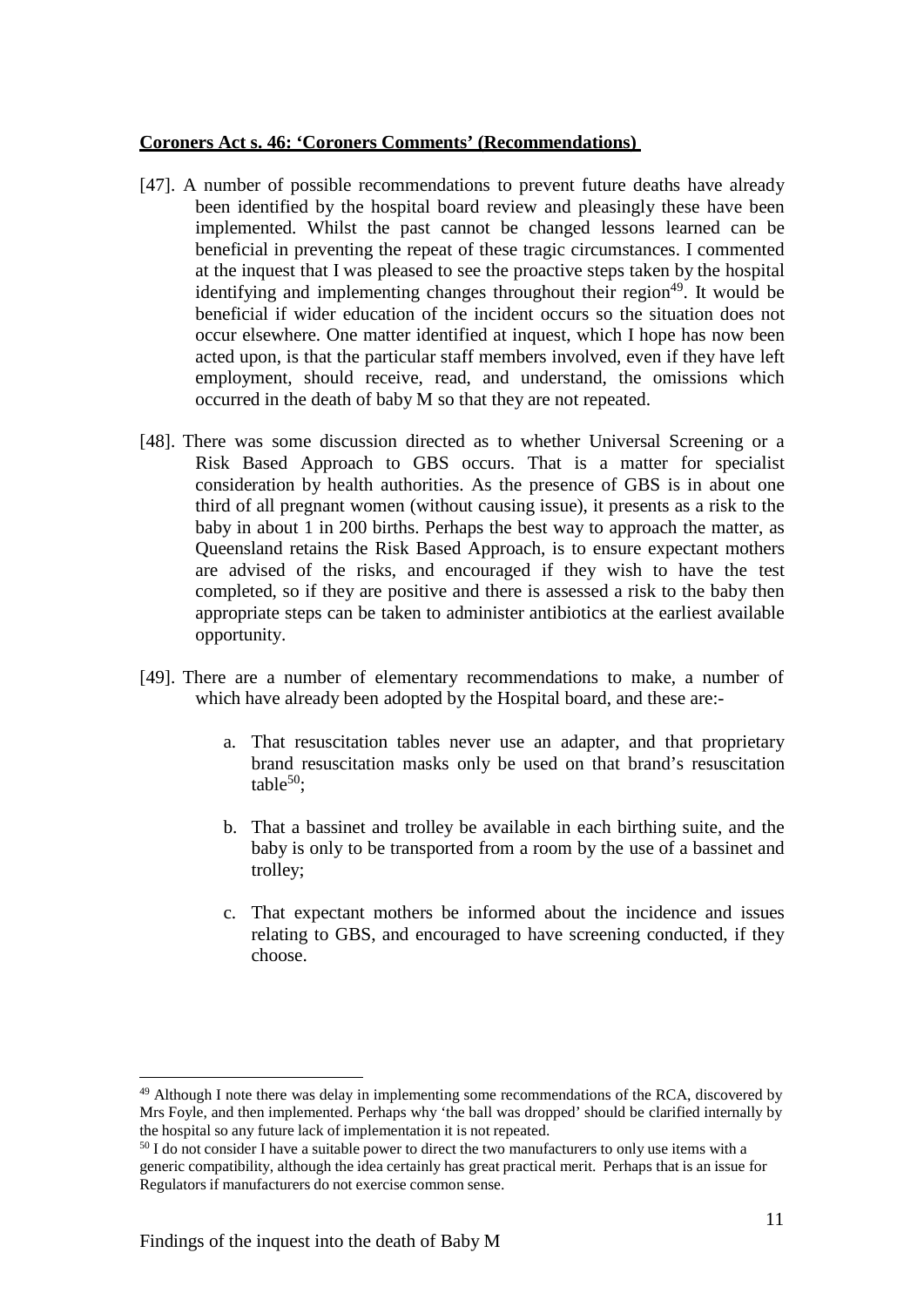**Coroners Act s. 46: 'Coroners Comments' (Recommendations)**

[47]. A number of possible recommendations to prevent future deaths have already been identified by the hospital board review and pleasingly these have been implemented. Whilst the past cannot be changed lessons learned can be beneficial in preventing the repeat of these tragic circumstances. I commented at the inquest that I was pleased to see the proactive steps taken by the hospital identifying and implementing changes throughout their region[49]. It would be beneficial if wider education of the incident occurs so the situation does not occur elsewhere. One matter identified at inquest, which I hope has now been acted upon, is that the particular staff members involved, even if they have left employment, should receive, read, and understand, the omissions which occurred in the death of baby M so that they are not repeated.

[48]. There was some discussion directed as to whether Universal Screening or a Risk Based Approach to GBS occurs. That is a matter for specialist consideration by health authorities. As the presence of GBS is in about one third of all pregnant women (without causing issue), it presents as a risk to the baby in about 1 in 200 births. Perhaps the best way to approach the matter, as Queensland retains the Risk Based Approach, is to ensure expectant mothers are advised of the risks, and encouraged if they wish to have the test completed, so if they are positive and there is assessed a risk to the baby then appropriate steps can be taken to administer antibiotics at the earliest available opportunity.

[49]. There are a number of elementary recommendations to make, a number of which have already been adopted by the Hospital board, and these are:-

a. That resuscitation tables never use an adapter, and that proprietary brand resuscitation masks only be used on that brand's resuscitation table[50];

b. That a bassinet and trolley be available in each birthing suite, and the baby is only to be transported from a room by the use of a bassinet and trolley;

c. That expectant mothers be informed about the incidence and issues relating to GBS, and encouraged to have screening conducted, if they choose.

---

[49] Although I note there was delay in implementing some recommendations of the RCA, discovered by Mrs Foyle, and then implemented. Perhaps why 'the ball was dropped' should be clarified internally by the hospital so any future lack of implementation it is not repeated.

[50] I do not consider I have a suitable power to direct the two manufacturers to only use items with a generic compatibility, although the idea certainly has great practical merit. Perhaps that is an issue for Regulators if manufacturers do not exercise common sense.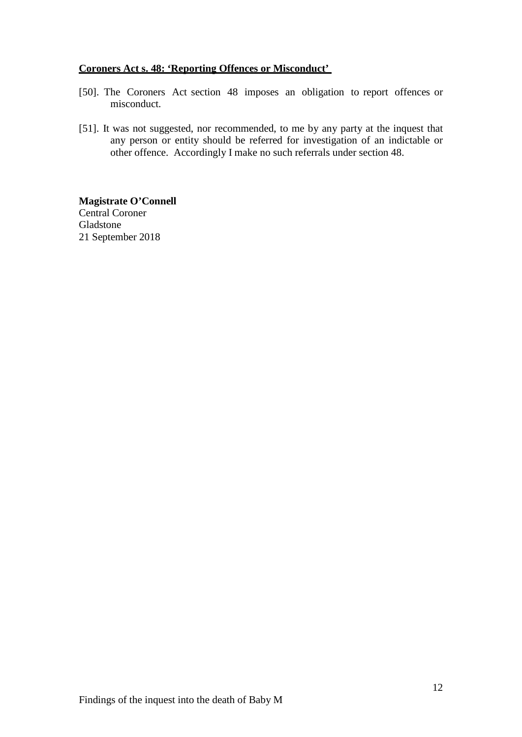**Coroners Act s. 48: 'Reporting Offences or Misconduct'**

[50]. The Coroners Act section 48 imposes an obligation to report offences or misconduct.

[51]. It was not suggested, nor recommended, to me by any party at the inquest that any person or entity should be referred for investigation of an indictable or other offence. Accordingly I make no such referrals under section 48.

**Magistrate O'Connell**
Central Coroner
Gladstone
21 September 2018